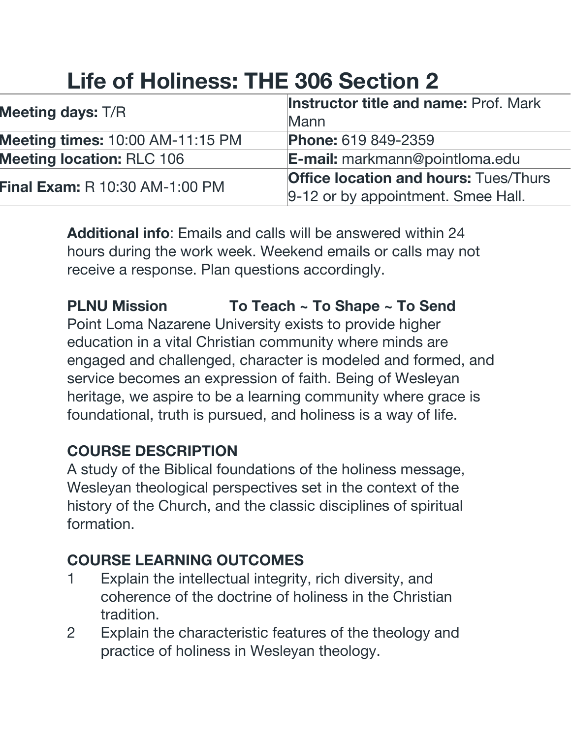# Life of Holiness: THE 306 Section 2

| | |
|---|---|
| **Meeting days:** T/R | **Instructor title and name:** Prof. Mark Mann |
| **Meeting times:** 10:00 AM-11:15 PM | **Phone:** 619 849-2359 |
| **Meeting location:** RLC 106 | **E-mail:** markmann@pointloma.edu |
| **Final Exam:** R 10:30 AM-1:00 PM | **Office location and hours:** Tues/Thurs 9-12 or by appointment. Smee Hall. |

**Additional info**: Emails and calls will be answered within 24 hours during the work week. Weekend emails or calls may not receive a response. Plan questions accordingly.

**PLNU Mission To Teach ~ To Shape ~ To Send**

Point Loma Nazarene University exists to provide higher education in a vital Christian community where minds are engaged and challenged, character is modeled and formed, and service becomes an expression of faith. Being of Wesleyan heritage, we aspire to be a learning community where grace is foundational, truth is pursued, and holiness is a way of life.

**COURSE DESCRIPTION**

A study of the Biblical foundations of the holiness message, Wesleyan theological perspectives set in the context of the history of the Church, and the classic disciplines of spiritual formation.

**COURSE LEARNING OUTCOMES**

1. Explain the intellectual integrity, rich diversity, and coherence of the doctrine of holiness in the Christian tradition.
2. Explain the characteristic features of the theology and practice of holiness in Wesleyan theology.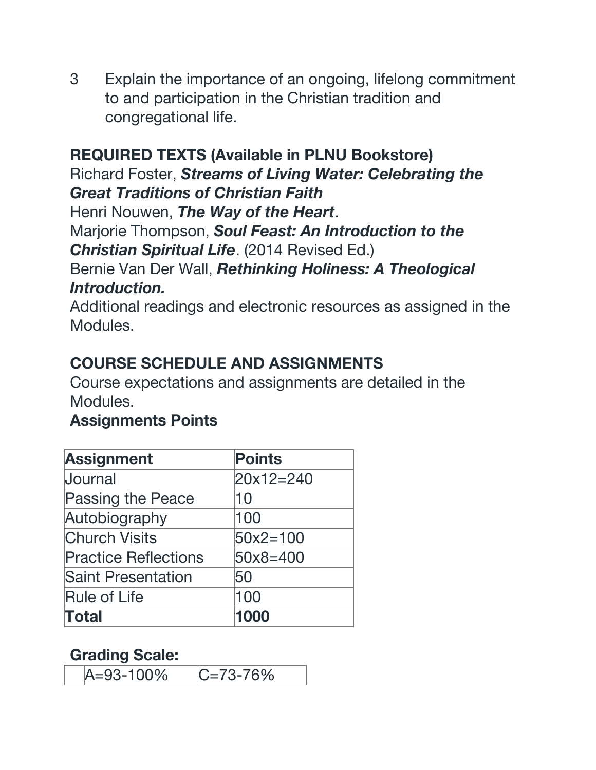3 Explain the importance of an ongoing, lifelong commitment to and participation in the Christian tradition and congregational life.

**REQUIRED TEXTS (Available in PLNU Bookstore)**

Richard Foster, ***Streams of Living Water: Celebrating the Great Traditions of Christian Faith***

Henri Nouwen, ***The Way of the Heart***.

Marjorie Thompson, ***Soul Feast: An Introduction to the Christian Spiritual Life***. (2014 Revised Ed.)

Bernie Van Der Wall, ***Rethinking Holiness: A Theological Introduction.***

Additional readings and electronic resources as assigned in the Modules.

**COURSE SCHEDULE AND ASSIGNMENTS**

Course expectations and assignments are detailed in the Modules.

**Assignments Points**

| **Assignment** | **Points** |
| --- | --- |
| Journal | 20x12=240 |
| Passing the Peace | 10 |
| Autobiography | 100 |
| Church Visits | 50x2=100 |
| Practice Reflections | 50x8=400 |
| Saint Presentation | 50 |
| Rule of Life | 100 |
| **Total** | **1000** |

**Grading Scale:**

| | | |
| --- | --- | --- |
| | A=93-100% | C=73-76% |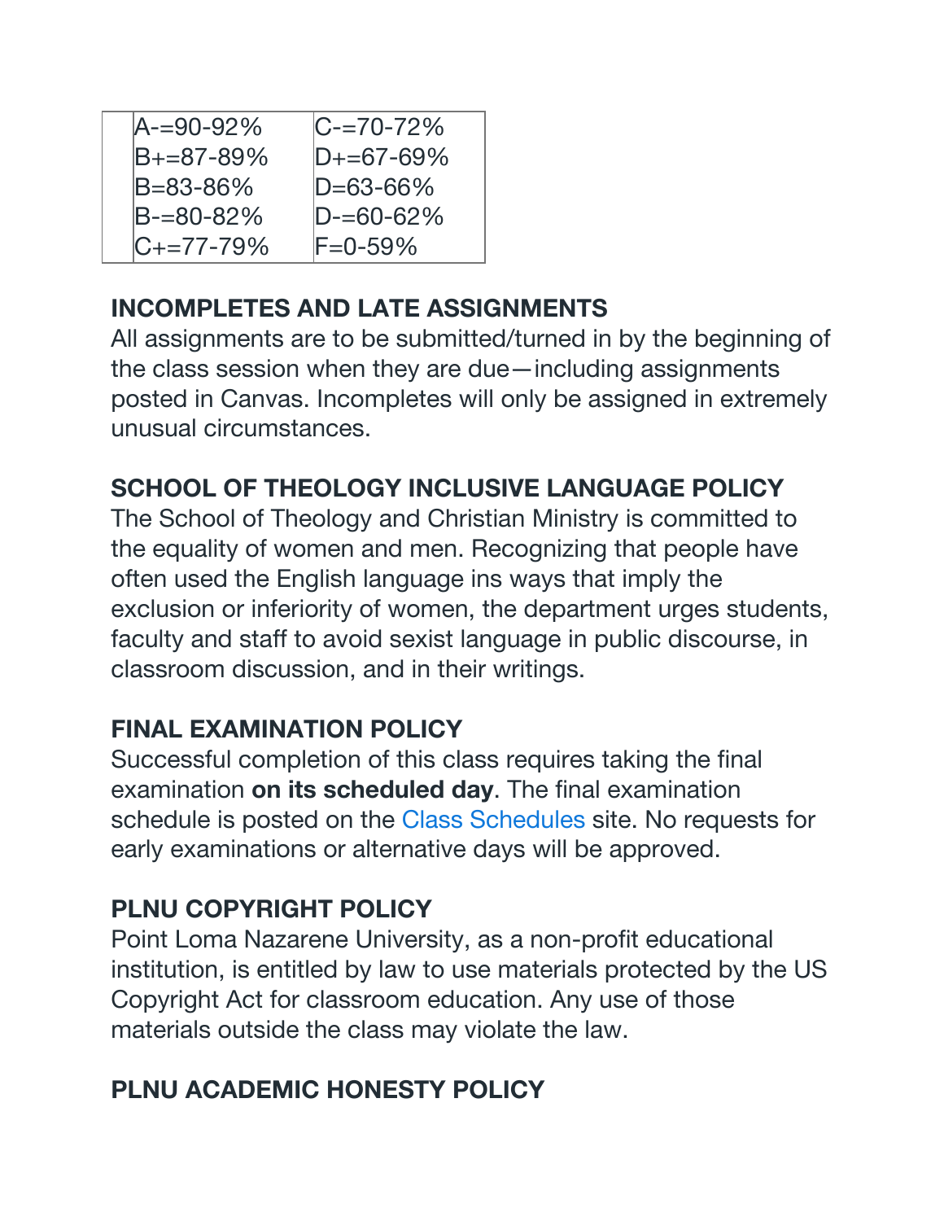| | |
|---|---|
| A-=90-92% | C-=70-72% |
| B+=87-89% | D+=67-69% |
| B=83-86% | D=63-66% |
| B-=80-82% | D-=60-62% |
| C+=77-79% | F=0-59% |

## INCOMPLETES AND LATE ASSIGNMENTS

All assignments are to be submitted/turned in by the beginning of the class session when they are due—including assignments posted in Canvas. Incompletes will only be assigned in extremely unusual circumstances.

## SCHOOL OF THEOLOGY INCLUSIVE LANGUAGE POLICY

The School of Theology and Christian Ministry is committed to the equality of women and men. Recognizing that people have often used the English language ins ways that imply the exclusion or inferiority of women, the department urges students, faculty and staff to avoid sexist language in public discourse, in classroom discussion, and in their writings.

## FINAL EXAMINATION POLICY

Successful completion of this class requires taking the final examination **on its scheduled day**. The final examination schedule is posted on the Class Schedules site. No requests for early examinations or alternative days will be approved.

## PLNU COPYRIGHT POLICY

Point Loma Nazarene University, as a non-profit educational institution, is entitled by law to use materials protected by the US Copyright Act for classroom education. Any use of those materials outside the class may violate the law.

## PLNU ACADEMIC HONESTY POLICY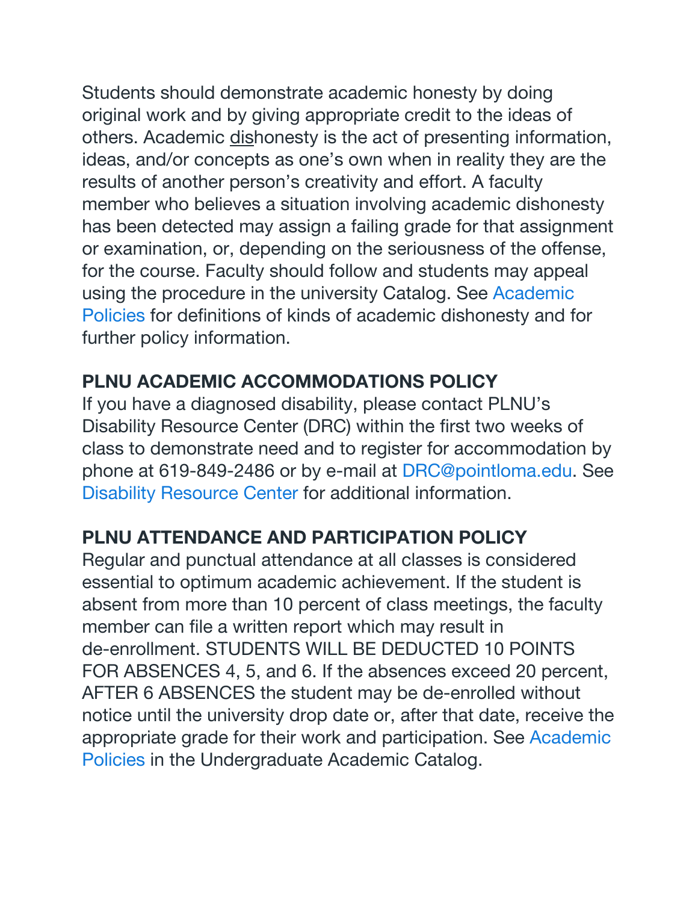Students should demonstrate academic honesty by doing original work and by giving appropriate credit to the ideas of others. Academic <u>dis</u>honesty is the act of presenting information, ideas, and/or concepts as one's own when in reality they are the results of another person's creativity and effort. A faculty member who believes a situation involving academic dishonesty has been detected may assign a failing grade for that assignment or examination, or, depending on the seriousness of the offense, for the course. Faculty should follow and students may appeal using the procedure in the university Catalog. See Academic Policies for definitions of kinds of academic dishonesty and for further policy information.

**PLNU ACADEMIC ACCOMMODATIONS POLICY**

If you have a diagnosed disability, please contact PLNU's Disability Resource Center (DRC) within the first two weeks of class to demonstrate need and to register for accommodation by phone at 619-849-2486 or by e-mail at DRC@pointloma.edu. See Disability Resource Center for additional information.

**PLNU ATTENDANCE AND PARTICIPATION POLICY**

Regular and punctual attendance at all classes is considered essential to optimum academic achievement. If the student is absent from more than 10 percent of class meetings, the faculty member can file a written report which may result in de-enrollment. STUDENTS WILL BE DEDUCTED 10 POINTS FOR ABSENCES 4, 5, and 6. If the absences exceed 20 percent, AFTER 6 ABSENCES the student may be de-enrolled without notice until the university drop date or, after that date, receive the appropriate grade for their work and participation. See Academic Policies in the Undergraduate Academic Catalog.